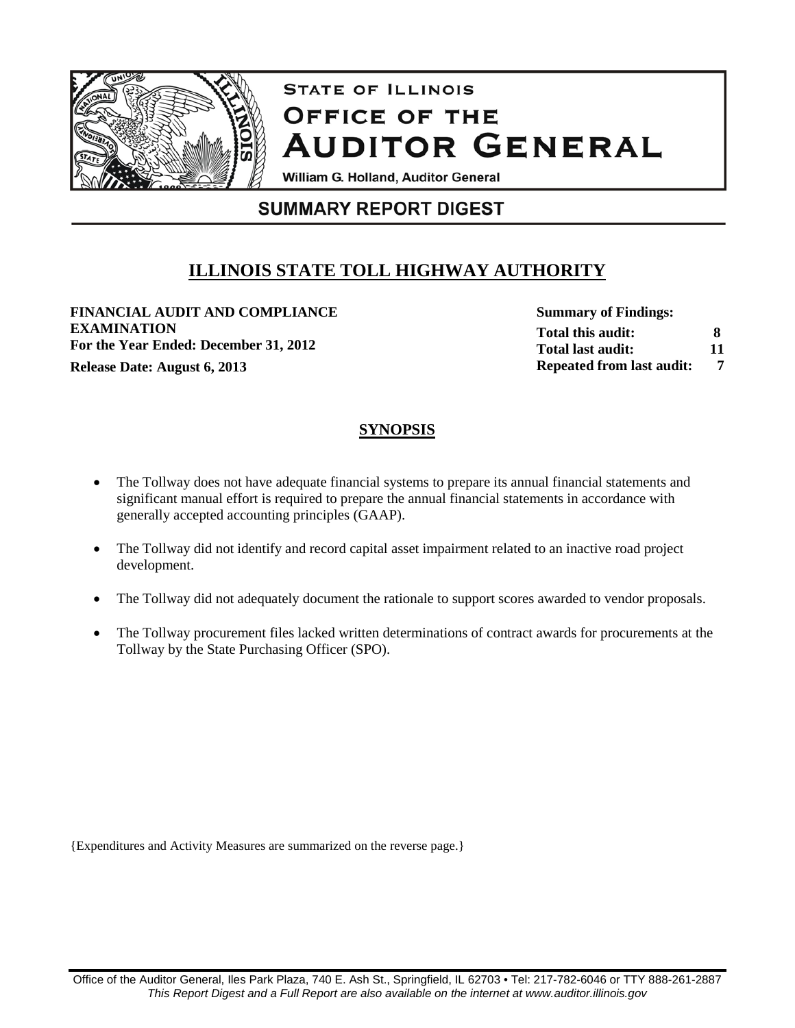# State of Illinois
# Office of the Auditor General

William G. Holland, Auditor General

## SUMMARY REPORT DIGEST

## ILLINOIS STATE TOLL HIGHWAY AUTHORITY

**FINANCIAL AUDIT AND COMPLIANCE EXAMINATION**
**For the Year Ended: December 31, 2012**
**Release Date: August 6, 2013**

**Summary of Findings:**

| | |
|---|---|
| **Total this audit:** | **8** |
| **Total last audit:** | **11** |
| **Repeated from last audit:** | **7** |

### SYNOPSIS

- The Tollway does not have adequate financial systems to prepare its annual financial statements and significant manual effort is required to prepare the annual financial statements in accordance with generally accepted accounting principles (GAAP).
- The Tollway did not identify and record capital asset impairment related to an inactive road project development.
- The Tollway did not adequately document the rationale to support scores awarded to vendor proposals.
- The Tollway procurement files lacked written determinations of contract awards for procurements at the Tollway by the State Purchasing Officer (SPO).

{Expenditures and Activity Measures are summarized on the reverse page.}

Office of the Auditor General, Iles Park Plaza, 740 E. Ash St., Springfield, IL 62703 • Tel: 217-782-6046 or TTY 888-261-2887
*This Report Digest and a Full Report are also available on the internet at www.auditor.illinois.gov*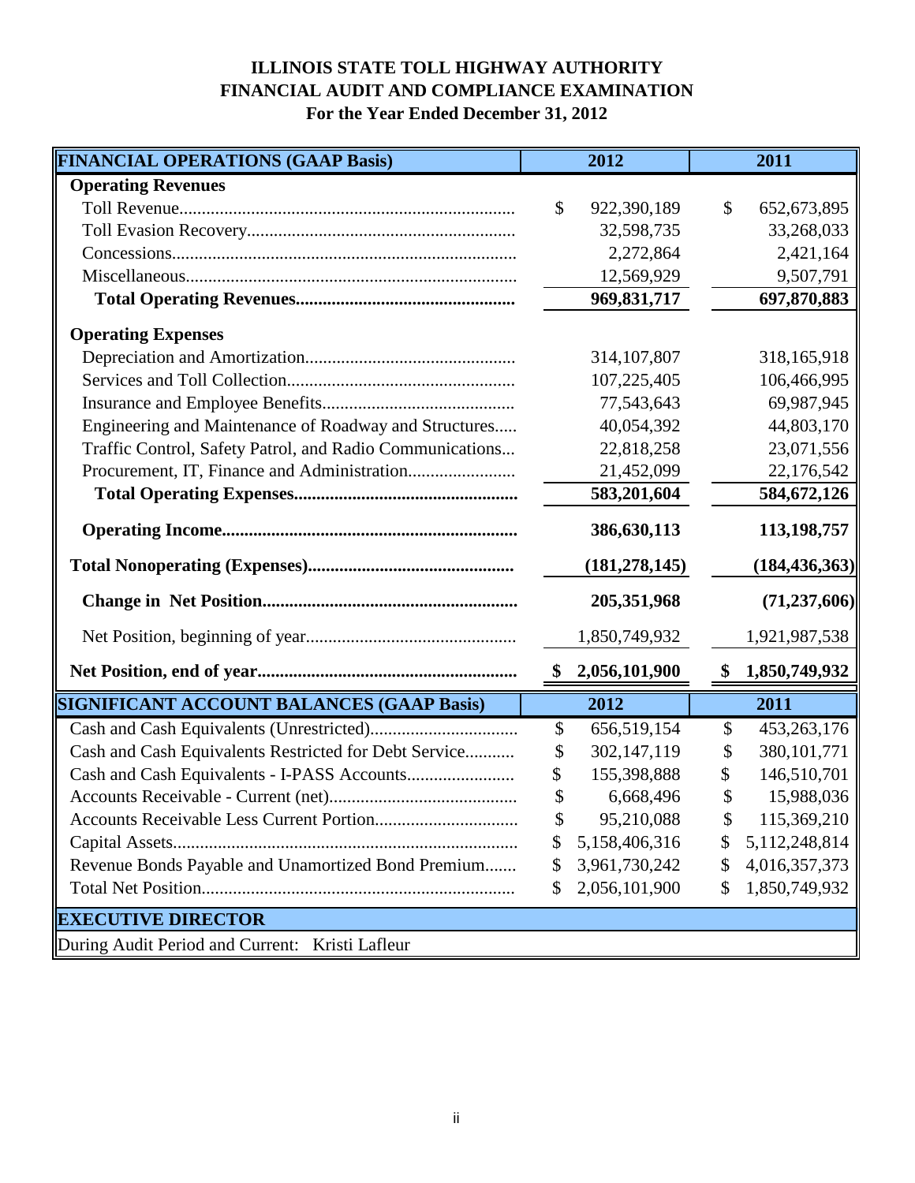# ILLINOIS STATE TOLL HIGHWAY AUTHORITY
## FINANCIAL AUDIT AND COMPLIANCE EXAMINATION
### For the Year Ended December 31, 2012

| FINANCIAL OPERATIONS (GAAP Basis) | 2012 | 2011 |
|---|---|---|
| **Operating Revenues** | | |
| Toll Revenue | $ 922,390,189 | $ 652,673,895 |
| Toll Evasion Recovery | 32,598,735 | 33,268,033 |
| Concessions | 2,272,864 | 2,421,164 |
| Miscellaneous | 12,569,929 | 9,507,791 |
| **Total Operating Revenues** | **969,831,717** | **697,870,883** |
| **Operating Expenses** | | |
| Depreciation and Amortization | 314,107,807 | 318,165,918 |
| Services and Toll Collection | 107,225,405 | 106,466,995 |
| Insurance and Employee Benefits | 77,543,643 | 69,987,945 |
| Engineering and Maintenance of Roadway and Structures | 40,054,392 | 44,803,170 |
| Traffic Control, Safety Patrol, and Radio Communications | 22,818,258 | 23,071,556 |
| Procurement, IT, Finance and Administration | 21,452,099 | 22,176,542 |
| **Total Operating Expenses** | **583,201,604** | **584,672,126** |
| **Operating Income** | **386,630,113** | **113,198,757** |
| **Total Nonoperating (Expenses)** | **(181,278,145)** | **(184,436,363)** |
| **Change in Net Position** | **205,351,968** | **(71,237,606)** |
| Net Position, beginning of year | 1,850,749,932 | 1,921,987,538 |
| **Net Position, end of year** | **$ 2,056,101,900** | **$ 1,850,749,932** |

| SIGNIFICANT ACCOUNT BALANCES (GAAP Basis) | 2012 | 2011 |
|---|---|---|
| Cash and Cash Equivalents (Unrestricted) | $ 656,519,154 | $ 453,263,176 |
| Cash and Cash Equivalents Restricted for Debt Service | $ 302,147,119 | $ 380,101,771 |
| Cash and Cash Equivalents - I-PASS Accounts | $ 155,398,888 | $ 146,510,701 |
| Accounts Receivable - Current (net) | $ 6,668,496 | $ 15,988,036 |
| Accounts Receivable Less Current Portion | $ 95,210,088 | $ 115,369,210 |
| Capital Assets | $ 5,158,406,316 | $ 5,112,248,814 |
| Revenue Bonds Payable and Unamortized Bond Premium | $ 3,961,730,242 | $ 4,016,357,373 |
| Total Net Position | $ 2,056,101,900 | $ 1,850,749,932 |

| EXECUTIVE DIRECTOR |
|---|
| During Audit Period and Current: Kristi Lafleur |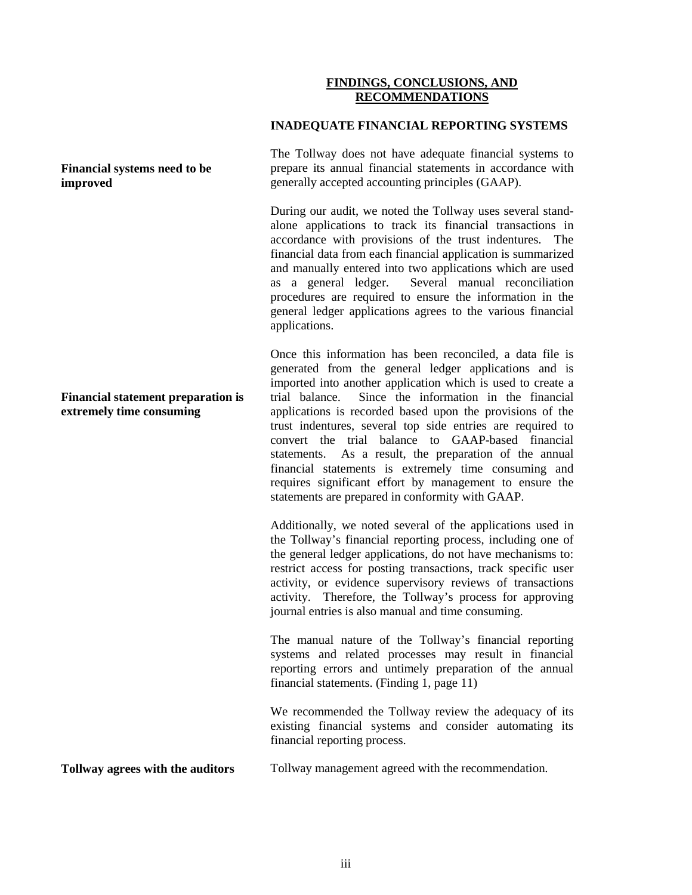## FINDINGS, CONCLUSIONS, AND RECOMMENDATIONS

### INADEQUATE FINANCIAL REPORTING SYSTEMS

**Financial systems need to be improved**

The Tollway does not have adequate financial systems to prepare its annual financial statements in accordance with generally accepted accounting principles (GAAP).

During our audit, we noted the Tollway uses several stand-alone applications to track its financial transactions in accordance with provisions of the trust indentures. The financial data from each financial application is summarized and manually entered into two applications which are used as a general ledger. Several manual reconciliation procedures are required to ensure the information in the general ledger applications agrees to the various financial applications.

**Financial statement preparation is extremely time consuming**

Once this information has been reconciled, a data file is generated from the general ledger applications and is imported into another application which is used to create a trial balance. Since the information in the financial applications is recorded based upon the provisions of the trust indentures, several top side entries are required to convert the trial balance to GAAP-based financial statements. As a result, the preparation of the annual financial statements is extremely time consuming and requires significant effort by management to ensure the statements are prepared in conformity with GAAP.

Additionally, we noted several of the applications used in the Tollway's financial reporting process, including one of the general ledger applications, do not have mechanisms to: restrict access for posting transactions, track specific user activity, or evidence supervisory reviews of transactions activity. Therefore, the Tollway's process for approving journal entries is also manual and time consuming.

The manual nature of the Tollway's financial reporting systems and related processes may result in financial reporting errors and untimely preparation of the annual financial statements. (Finding 1, page 11)

We recommended the Tollway review the adequacy of its existing financial systems and consider automating its financial reporting process.

**Tollway agrees with the auditors**

Tollway management agreed with the recommendation.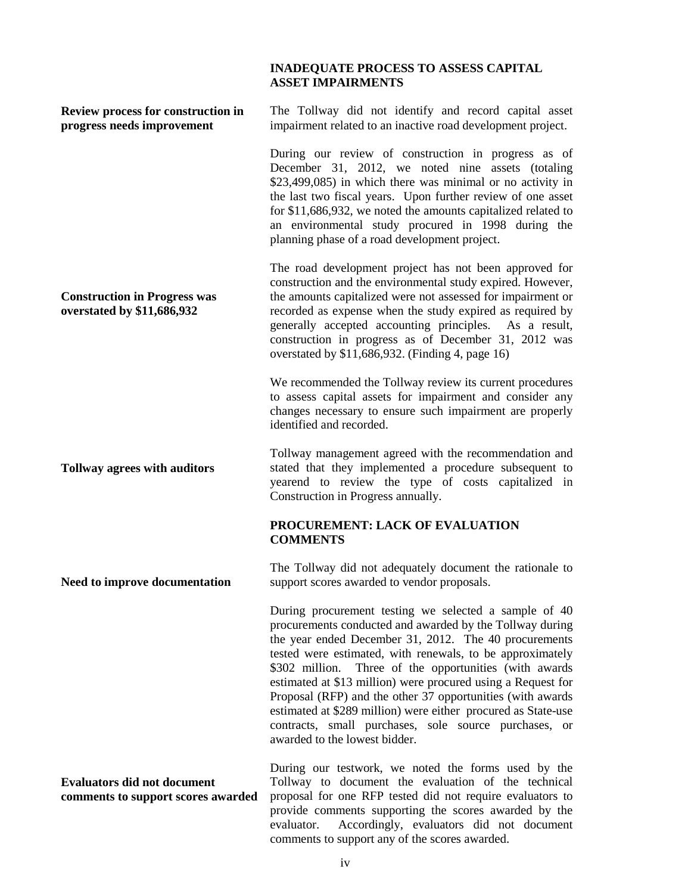## INADEQUATE PROCESS TO ASSESS CAPITAL ASSET IMPAIRMENTS

**Review process for construction in progress needs improvement**

The Tollway did not identify and record capital asset impairment related to an inactive road development project.

During our review of construction in progress as of December 31, 2012, we noted nine assets (totaling $23,499,085) in which there was minimal or no activity in the last two fiscal years. Upon further review of one asset for $11,686,932, we noted the amounts capitalized related to an environmental study procured in 1998 during the planning phase of a road development project.

**Construction in Progress was overstated by $11,686,932**

The road development project has not been approved for construction and the environmental study expired. However, the amounts capitalized were not assessed for impairment or recorded as expense when the study expired as required by generally accepted accounting principles. As a result, construction in progress as of December 31, 2012 was overstated by $11,686,932. (Finding 4, page 16)

We recommended the Tollway review its current procedures to assess capital assets for impairment and consider any changes necessary to ensure such impairment are properly identified and recorded.

**Tollway agrees with auditors**

Tollway management agreed with the recommendation and stated that they implemented a procedure subsequent to yearend to review the type of costs capitalized in Construction in Progress annually.

## PROCUREMENT: LACK OF EVALUATION COMMENTS

**Need to improve documentation**

The Tollway did not adequately document the rationale to support scores awarded to vendor proposals.

During procurement testing we selected a sample of 40 procurements conducted and awarded by the Tollway during the year ended December 31, 2012. The 40 procurements tested were estimated, with renewals, to be approximately $302 million. Three of the opportunities (with awards estimated at $13 million) were procured using a Request for Proposal (RFP) and the other 37 opportunities (with awards estimated at $289 million) were either procured as State-use contracts, small purchases, sole source purchases, or awarded to the lowest bidder.

**Evaluators did not document comments to support scores awarded**

During our testwork, we noted the forms used by the Tollway to document the evaluation of the technical proposal for one RFP tested did not require evaluators to provide comments supporting the scores awarded by the evaluator. Accordingly, evaluators did not document comments to support any of the scores awarded.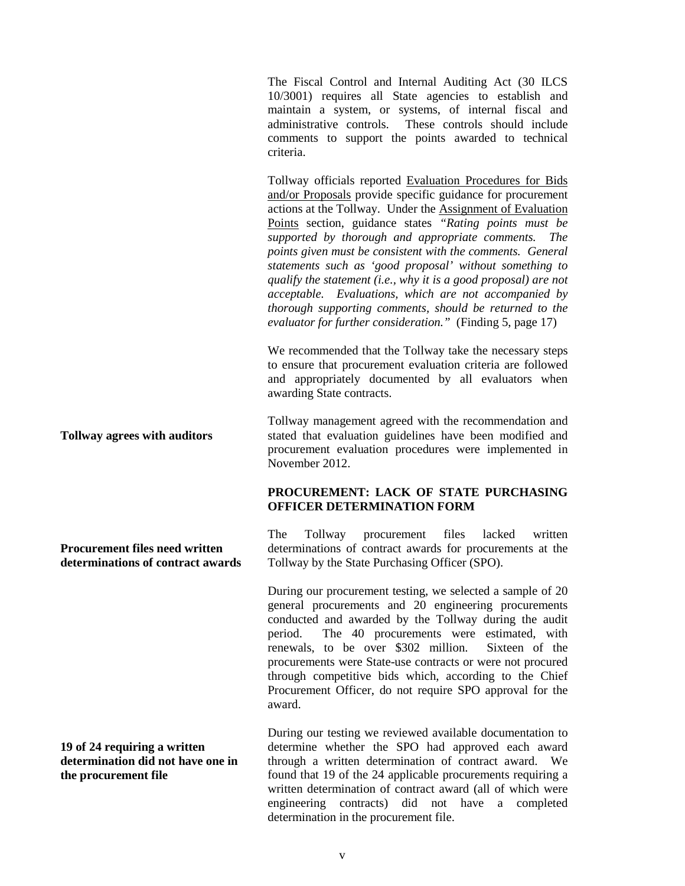The Fiscal Control and Internal Auditing Act (30 ILCS 10/3001) requires all State agencies to establish and maintain a system, or systems, of internal fiscal and administrative controls. These controls should include comments to support the points awarded to technical criteria.

Tollway officials reported Evaluation Procedures for Bids and/or Proposals provide specific guidance for procurement actions at the Tollway. Under the Assignment of Evaluation Points section, guidance states *"Rating points must be supported by thorough and appropriate comments. The points given must be consistent with the comments. General statements such as 'good proposal' without something to qualify the statement (i.e., why it is a good proposal) are not acceptable. Evaluations, which are not accompanied by thorough supporting comments, should be returned to the evaluator for further consideration."* (Finding 5, page 17)

We recommended that the Tollway take the necessary steps to ensure that procurement evaluation criteria are followed and appropriately documented by all evaluators when awarding State contracts.

**Tollway agrees with auditors**

Tollway management agreed with the recommendation and stated that evaluation guidelines have been modified and procurement evaluation procedures were implemented in November 2012.

### PROCUREMENT: LACK OF STATE PURCHASING OFFICER DETERMINATION FORM

**Procurement files need written determinations of contract awards**

The Tollway procurement files lacked written determinations of contract awards for procurements at the Tollway by the State Purchasing Officer (SPO).

During our procurement testing, we selected a sample of 20 general procurements and 20 engineering procurements conducted and awarded by the Tollway during the audit period. The 40 procurements were estimated, with renewals, to be over $302 million. Sixteen of the procurements were State-use contracts or were not procured through competitive bids which, according to the Chief Procurement Officer, do not require SPO approval for the award.

**19 of 24 requiring a written determination did not have one in the procurement file**

During our testing we reviewed available documentation to determine whether the SPO had approved each award through a written determination of contract award. We found that 19 of the 24 applicable procurements requiring a written determination of contract award (all of which were engineering contracts) did not have a completed determination in the procurement file.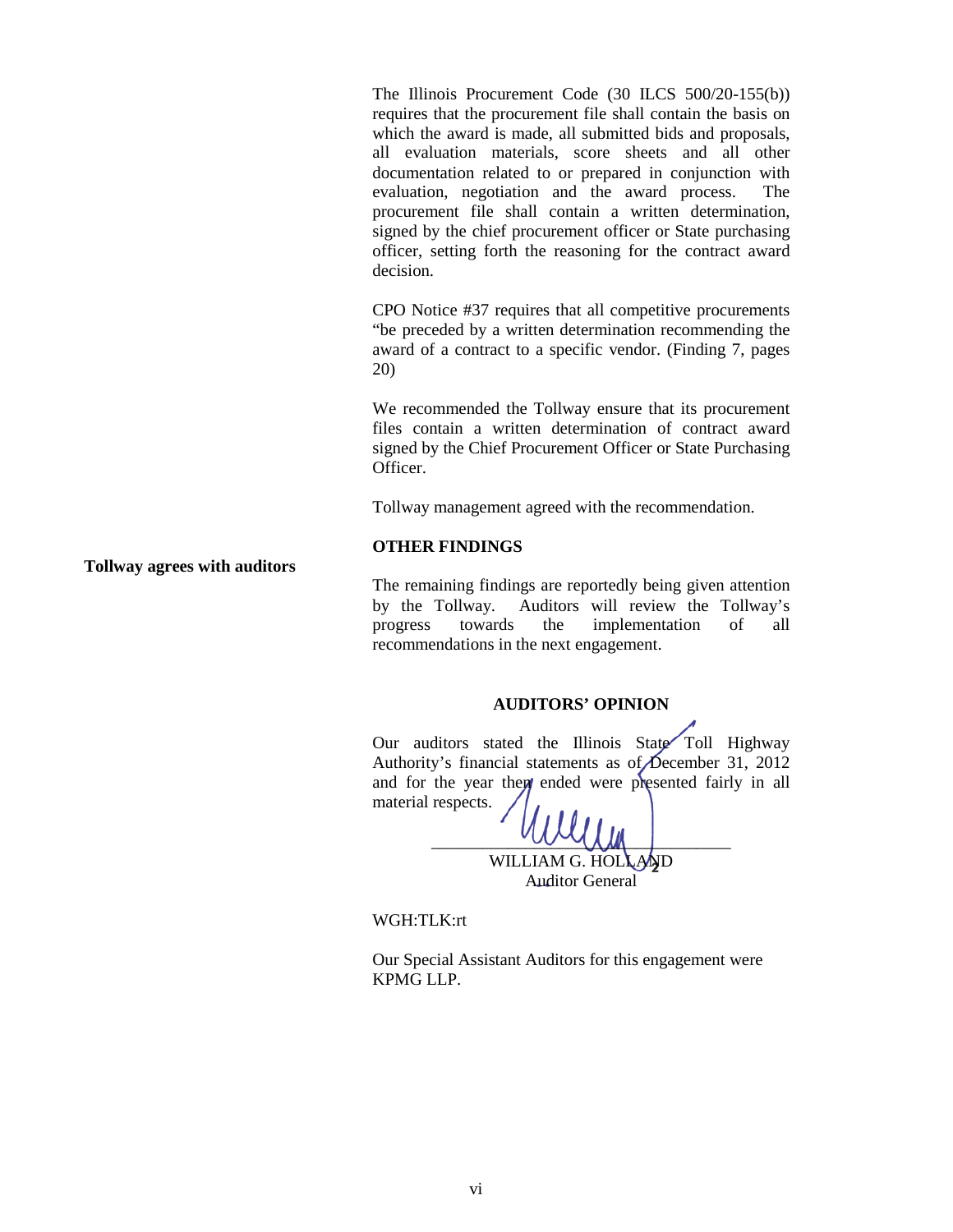The Illinois Procurement Code (30 ILCS 500/20-155(b)) requires that the procurement file shall contain the basis on which the award is made, all submitted bids and proposals, all evaluation materials, score sheets and all other documentation related to or prepared in conjunction with evaluation, negotiation and the award process. The procurement file shall contain a written determination, signed by the chief procurement officer or State purchasing officer, setting forth the reasoning for the contract award decision.

CPO Notice #37 requires that all competitive procurements "be preceded by a written determination recommending the award of a contract to a specific vendor. (Finding 7, pages 20)

We recommended the Tollway ensure that its procurement files contain a written determination of contract award signed by the Chief Procurement Officer or State Purchasing Officer.

Tollway management agreed with the recommendation.

**Tollway agrees with auditors**

**OTHER FINDINGS**

The remaining findings are reportedly being given attention by the Tollway. Auditors will review the Tollway's progress towards the implementation of all recommendations in the next engagement.

**AUDITORS' OPINION**

Our auditors stated the Illinois State Toll Highway Authority's financial statements as of December 31, 2012 and for the year then ended were presented fairly in all material respects.

WILLIAM G. HOLLAND
Auditor General

WGH:TLK:rt

Our Special Assistant Auditors for this engagement were KPMG LLP.